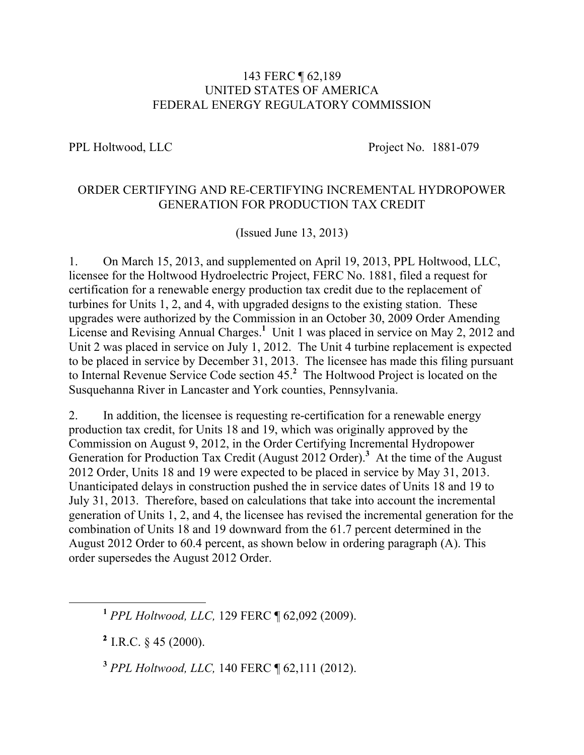143 FERC ¶ 62,189
UNITED STATES OF AMERICA
FEDERAL ENERGY REGULATORY COMMISSION

PPL Holtwood, LLC Project No. 1881-079

ORDER CERTIFYING AND RE-CERTIFYING INCREMENTAL HYDROPOWER GENERATION FOR PRODUCTION TAX CREDIT

(Issued June 13, 2013)

1. On March 15, 2013, and supplemented on April 19, 2013, PPL Holtwood, LLC, licensee for the Holtwood Hydroelectric Project, FERC No. 1881, filed a request for certification for a renewable energy production tax credit due to the replacement of turbines for Units 1, 2, and 4, with upgraded designs to the existing station. These upgrades were authorized by the Commission in an October 30, 2009 Order Amending License and Revising Annual Charges.[1] Unit 1 was placed in service on May 2, 2012 and Unit 2 was placed in service on July 1, 2012. The Unit 4 turbine replacement is expected to be placed in service by December 31, 2013. The licensee has made this filing pursuant to Internal Revenue Service Code section 45.[2] The Holtwood Project is located on the Susquehanna River in Lancaster and York counties, Pennsylvania.

2. In addition, the licensee is requesting re-certification for a renewable energy production tax credit, for Units 18 and 19, which was originally approved by the Commission on August 9, 2012, in the Order Certifying Incremental Hydropower Generation for Production Tax Credit (August 2012 Order).[3] At the time of the August 2012 Order, Units 18 and 19 were expected to be placed in service by May 31, 2013. Unanticipated delays in construction pushed the in service dates of Units 18 and 19 to July 31, 2013. Therefore, based on calculations that take into account the incremental generation of Units 1, 2, and 4, the licensee has revised the incremental generation for the combination of Units 18 and 19 downward from the 61.7 percent determined in the August 2012 Order to 60.4 percent, as shown below in ordering paragraph (A). This order supersedes the August 2012 Order.

[1] *PPL Holtwood, LLC,* 129 FERC ¶ 62,092 (2009).

[2] I.R.C. § 45 (2000).

[3] *PPL Holtwood, LLC,* 140 FERC ¶ 62,111 (2012).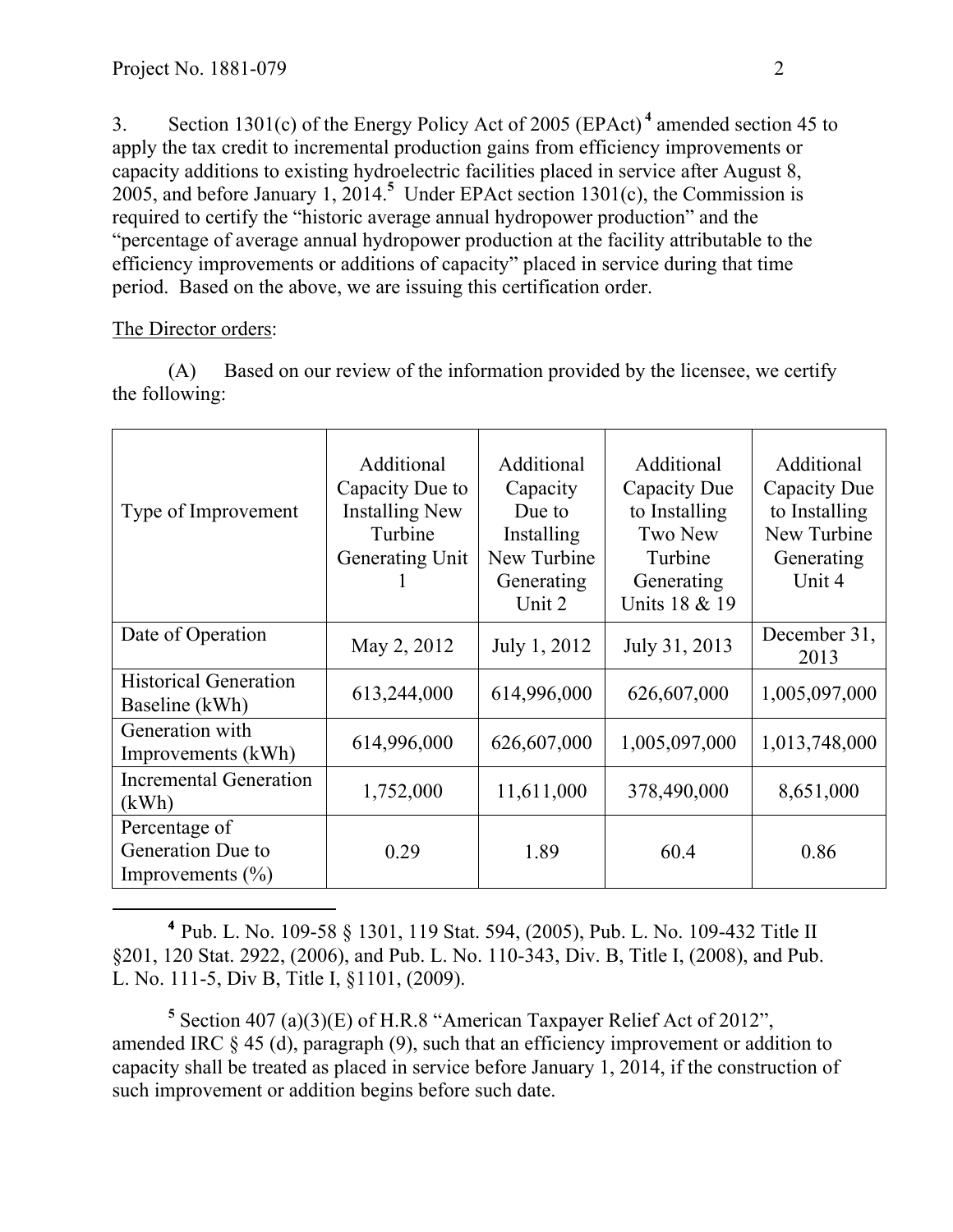3. Section 1301(c) of the Energy Policy Act of 2005 (EPAct)[4] amended section 45 to apply the tax credit to incremental production gains from efficiency improvements or capacity additions to existing hydroelectric facilities placed in service after August 8, 2005, and before January 1, 2014.[5] Under EPAct section 1301(c), the Commission is required to certify the "historic average annual hydropower production" and the "percentage of average annual hydropower production at the facility attributable to the efficiency improvements or additions of capacity" placed in service during that time period. Based on the above, we are issuing this certification order.

The Director orders:

(A) Based on our review of the information provided by the licensee, we certify the following:

| Type of Improvement | Additional Capacity Due to Installing New Turbine Generating Unit 1 | Additional Capacity Due to Installing New Turbine Generating Unit 2 | Additional Capacity Due to Installing Two New Turbine Generating Units 18 & 19 | Additional Capacity Due to Installing New Turbine Generating Unit 4 |
|---|---|---|---|---|
| Date of Operation | May 2, 2012 | July 1, 2012 | July 31, 2013 | December 31, 2013 |
| Historical Generation Baseline (kWh) | 613,244,000 | 614,996,000 | 626,607,000 | 1,005,097,000 |
| Generation with Improvements (kWh) | 614,996,000 | 626,607,000 | 1,005,097,000 | 1,013,748,000 |
| Incremental Generation (kWh) | 1,752,000 | 11,611,000 | 378,490,000 | 8,651,000 |
| Percentage of Generation Due to Improvements (%) | 0.29 | 1.89 | 60.4 | 0.86 |

[4] Pub. L. No. 109-58 § 1301, 119 Stat. 594, (2005), Pub. L. No. 109-432 Title II §201, 120 Stat. 2922, (2006), and Pub. L. No. 110-343, Div. B, Title I, (2008), and Pub. L. No. 111-5, Div B, Title I, §1101, (2009).

[5] Section 407 (a)(3)(E) of H.R.8 "American Taxpayer Relief Act of 2012", amended IRC § 45 (d), paragraph (9), such that an efficiency improvement or addition to capacity shall be treated as placed in service before January 1, 2014, if the construction of such improvement or addition begins before such date.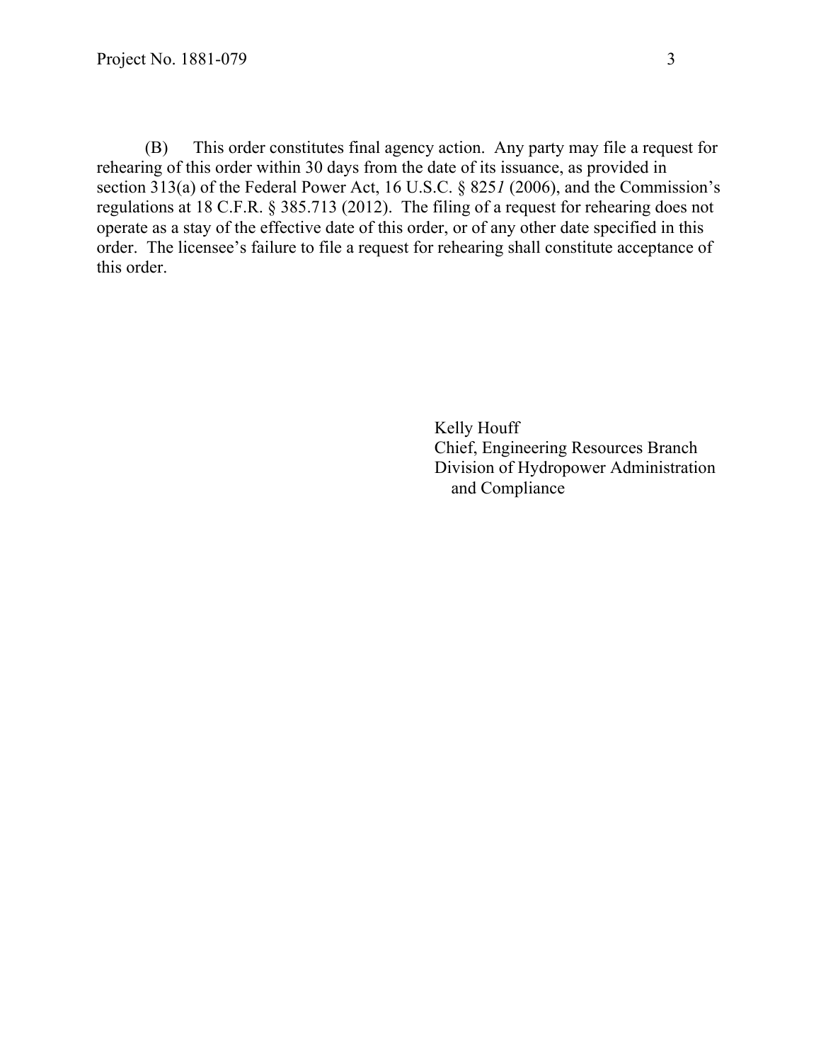(B) This order constitutes final agency action. Any party may file a request for rehearing of this order within 30 days from the date of its issuance, as provided in section 313(a) of the Federal Power Act, 16 U.S.C. § 825*l* (2006), and the Commission's regulations at 18 C.F.R. § 385.713 (2012). The filing of a request for rehearing does not operate as a stay of the effective date of this order, or of any other date specified in this order. The licensee's failure to file a request for rehearing shall constitute acceptance of this order.

Kelly Houff
Chief, Engineering Resources Branch
Division of Hydropower Administration
and Compliance